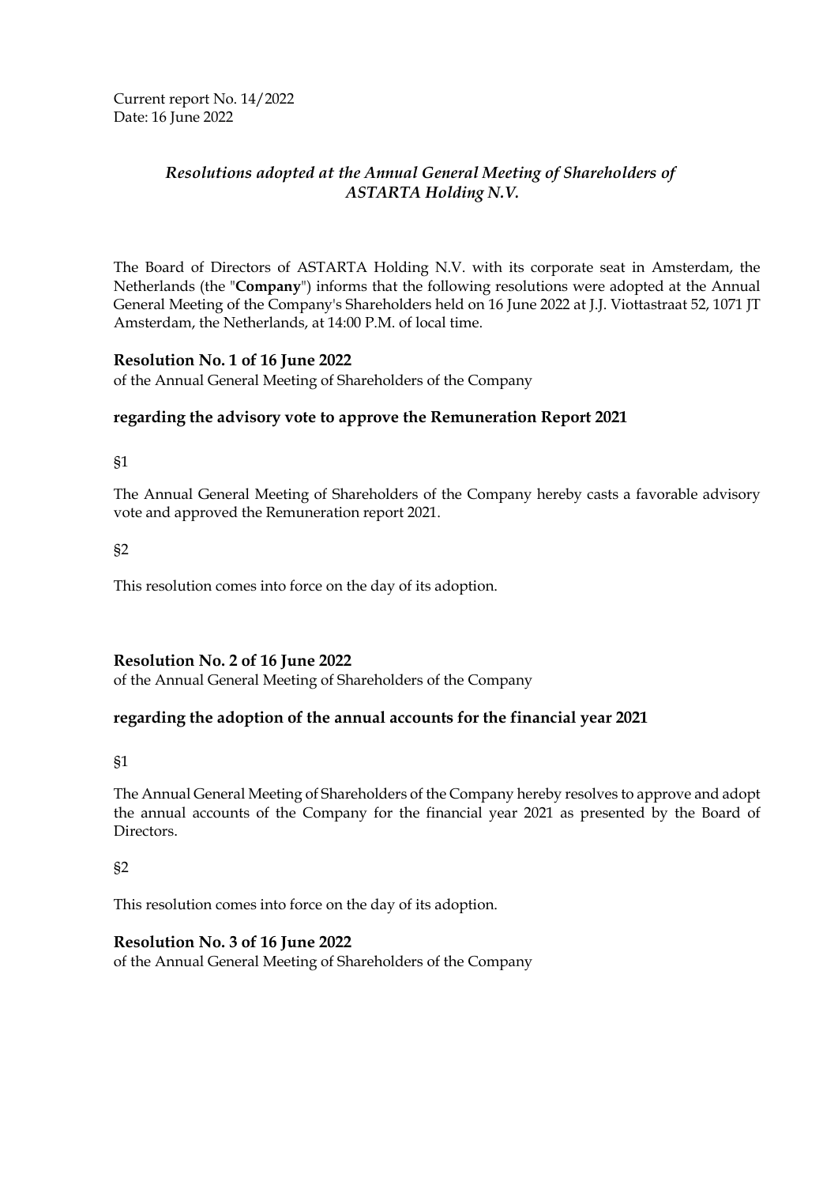Current report No. 14/2022
Date: 16 June 2022

### *Resolutions adopted at the Annual General Meeting of Shareholders of ASTARTA Holding N.V.*

The Board of Directors of ASTARTA Holding N.V. with its corporate seat in Amsterdam, the Netherlands (the "**Company**") informs that the following resolutions were adopted at the Annual General Meeting of the Company's Shareholders held on 16 June 2022 at J.J. Viottastraat 52, 1071 JT Amsterdam, the Netherlands, at 14:00 P.M. of local time.

**Resolution No. 1 of 16 June 2022**
of the Annual General Meeting of Shareholders of the Company

**regarding the advisory vote to approve the Remuneration Report 2021**

§1

The Annual General Meeting of Shareholders of the Company hereby casts a favorable advisory vote and approved the Remuneration report 2021.

§2

This resolution comes into force on the day of its adoption.

**Resolution No. 2 of 16 June 2022**
of the Annual General Meeting of Shareholders of the Company

**regarding the adoption of the annual accounts for the financial year 2021**

§1

The Annual General Meeting of Shareholders of the Company hereby resolves to approve and adopt the annual accounts of the Company for the financial year 2021 as presented by the Board of Directors.

§2

This resolution comes into force on the day of its adoption.

**Resolution No. 3 of 16 June 2022**
of the Annual General Meeting of Shareholders of the Company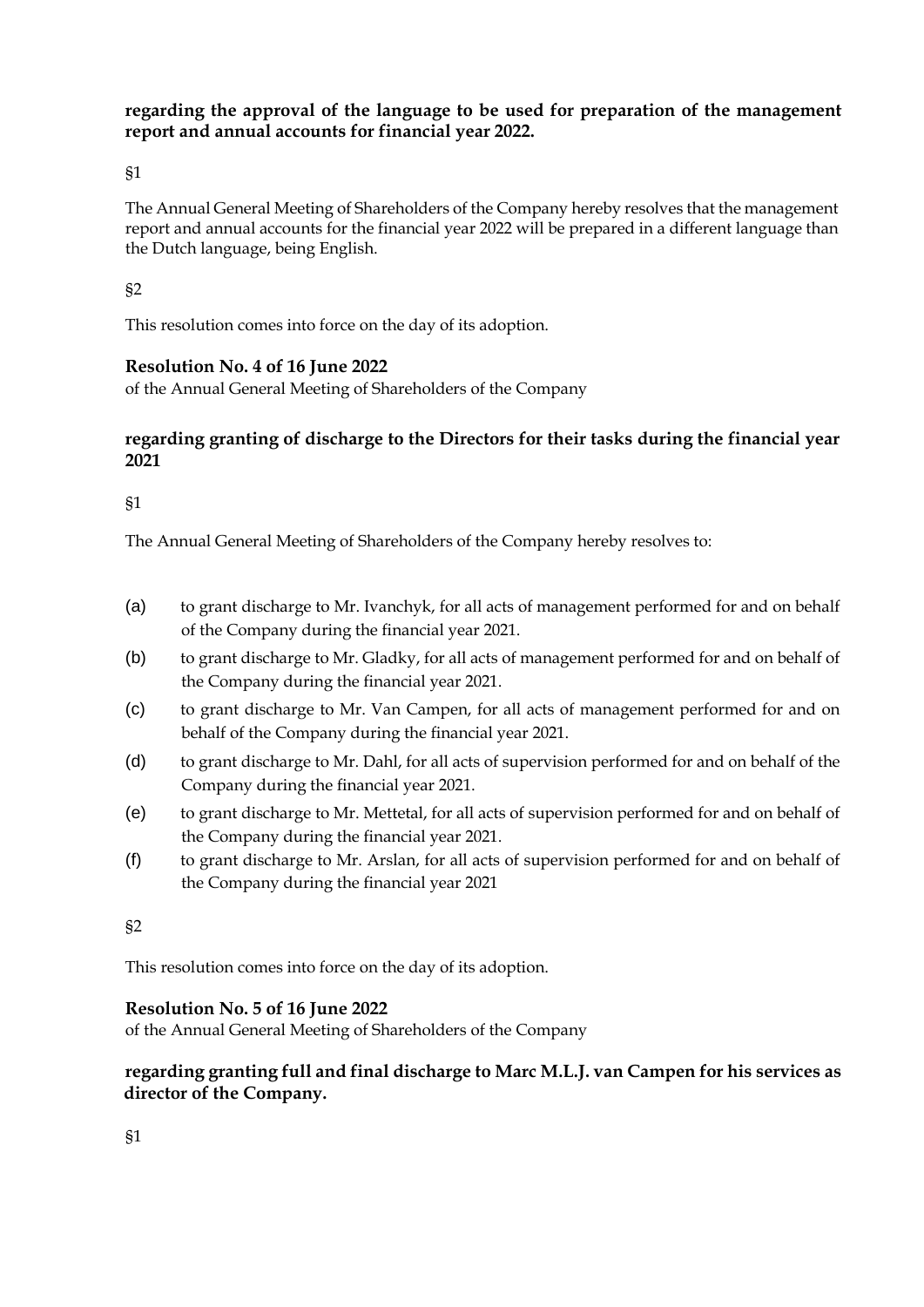**regarding the approval of the language to be used for preparation of the management report and annual accounts for financial year 2022.**

§1

The Annual General Meeting of Shareholders of the Company hereby resolves that the management report and annual accounts for the financial year 2022 will be prepared in a different language than the Dutch language, being English.

§2

This resolution comes into force on the day of its adoption.

**Resolution No. 4 of 16 June 2022**
of the Annual General Meeting of Shareholders of the Company

**regarding granting of discharge to the Directors for their tasks during the financial year 2021**

§1

The Annual General Meeting of Shareholders of the Company hereby resolves to:

(a) to grant discharge to Mr. Ivanchyk, for all acts of management performed for and on behalf of the Company during the financial year 2021.

(b) to grant discharge to Mr. Gladky, for all acts of management performed for and on behalf of the Company during the financial year 2021.

(c) to grant discharge to Mr. Van Campen, for all acts of management performed for and on behalf of the Company during the financial year 2021.

(d) to grant discharge to Mr. Dahl, for all acts of supervision performed for and on behalf of the Company during the financial year 2021.

(e) to grant discharge to Mr. Mettetal, for all acts of supervision performed for and on behalf of the Company during the financial year 2021.

(f) to grant discharge to Mr. Arslan, for all acts of supervision performed for and on behalf of the Company during the financial year 2021

§2

This resolution comes into force on the day of its adoption.

**Resolution No. 5 of 16 June 2022**
of the Annual General Meeting of Shareholders of the Company

**regarding granting full and final discharge to Marc M.L.J. van Campen for his services as director of the Company.**

§1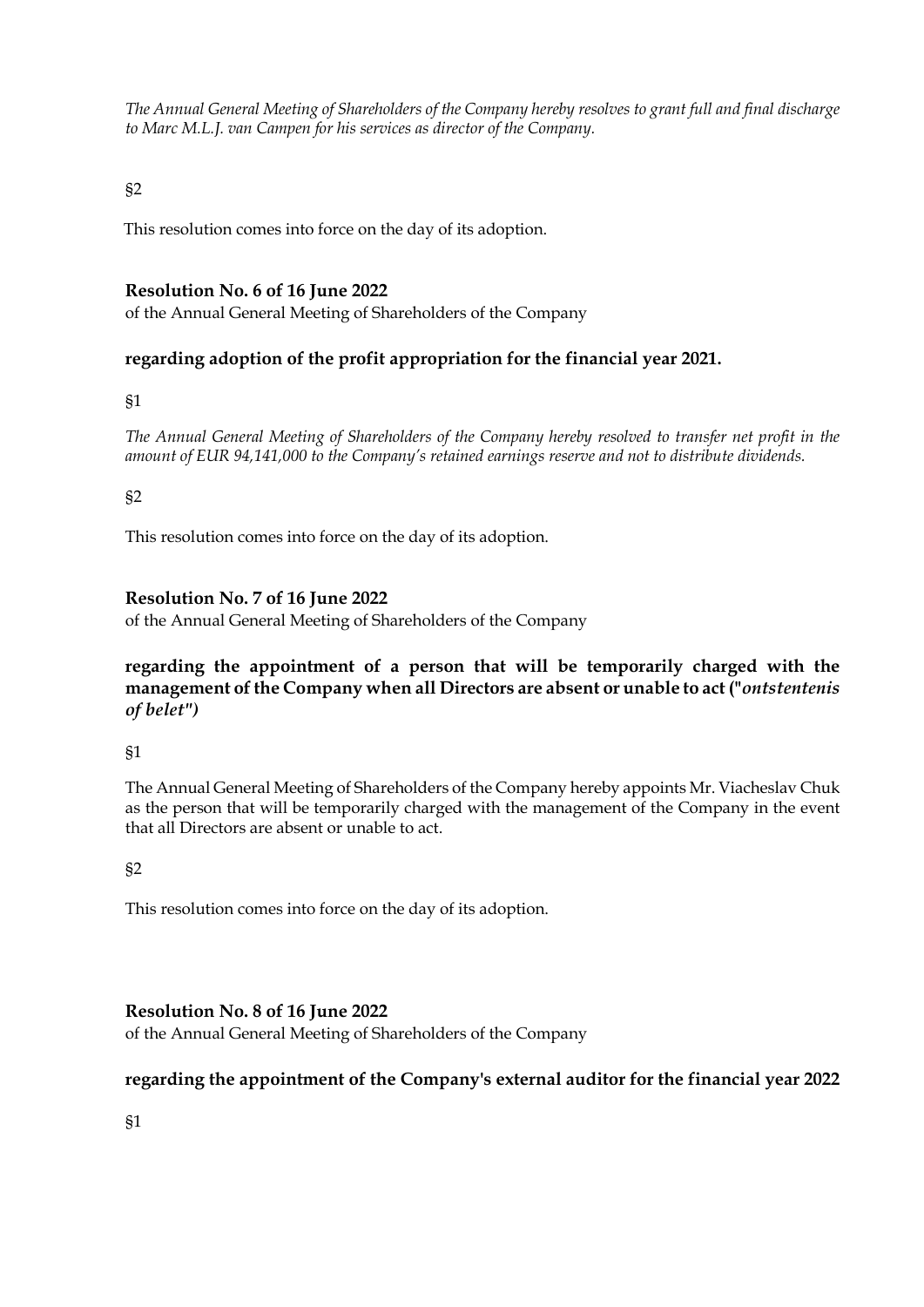*The Annual General Meeting of Shareholders of the Company hereby resolves to grant full and final discharge to Marc M.L.J. van Campen for his services as director of the Company.*

§2

This resolution comes into force on the day of its adoption.

**Resolution No. 6 of 16 June 2022**

of the Annual General Meeting of Shareholders of the Company

**regarding adoption of the profit appropriation for the financial year 2021.**

§1

*The Annual General Meeting of Shareholders of the Company hereby resolved to transfer net profit in the amount of EUR 94,141,000 to the Company's retained earnings reserve and not to distribute dividends.*

§2

This resolution comes into force on the day of its adoption.

**Resolution No. 7 of 16 June 2022**

of the Annual General Meeting of Shareholders of the Company

**regarding the appointment of a person that will be temporarily charged with the management of the Company when all Directors are absent or unable to act ("*ontstentenis of belet*")**

§1

The Annual General Meeting of Shareholders of the Company hereby appoints Mr. Viacheslav Chuk as the person that will be temporarily charged with the management of the Company in the event that all Directors are absent or unable to act.

§2

This resolution comes into force on the day of its adoption.

**Resolution No. 8 of 16 June 2022**

of the Annual General Meeting of Shareholders of the Company

**regarding the appointment of the Company's external auditor for the financial year 2022**

§1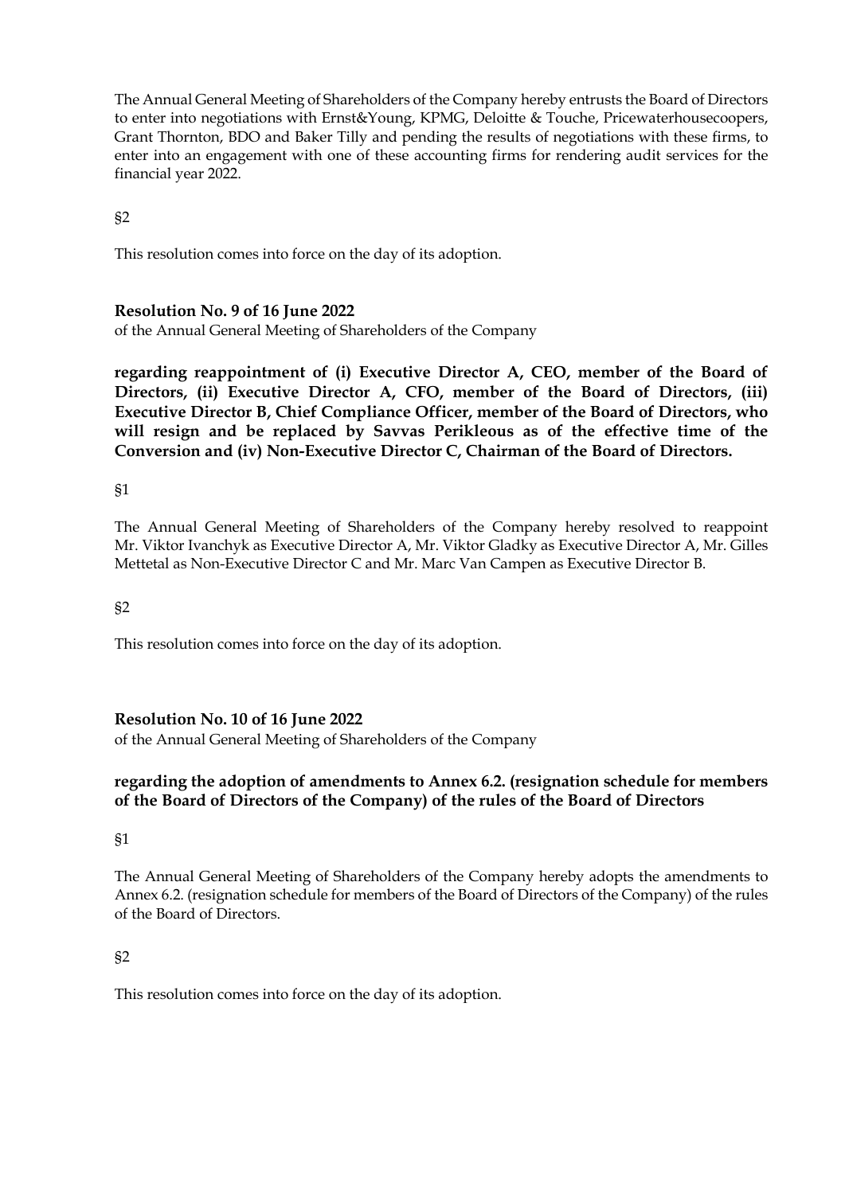The Annual General Meeting of Shareholders of the Company hereby entrusts the Board of Directors to enter into negotiations with Ernst&Young, KPMG, Deloitte & Touche, Pricewaterhousecoopers, Grant Thornton, BDO and Baker Tilly and pending the results of negotiations with these firms, to enter into an engagement with one of these accounting firms for rendering audit services for the financial year 2022.

§2

This resolution comes into force on the day of its adoption.

**Resolution No. 9 of 16 June 2022**

of the Annual General Meeting of Shareholders of the Company

**regarding reappointment of (i) Executive Director A, CEO, member of the Board of Directors, (ii) Executive Director A, CFO, member of the Board of Directors, (iii) Executive Director B, Chief Compliance Officer, member of the Board of Directors, who will resign and be replaced by Savvas Perikleous as of the effective time of the Conversion and (iv) Non-Executive Director C, Chairman of the Board of Directors.**

§1

The Annual General Meeting of Shareholders of the Company hereby resolved to reappoint Mr. Viktor Ivanchyk as Executive Director A, Mr. Viktor Gladky as Executive Director A, Mr. Gilles Mettetal as Non-Executive Director C and Mr. Marc Van Campen as Executive Director B.

§2

This resolution comes into force on the day of its adoption.

**Resolution No. 10 of 16 June 2022**

of the Annual General Meeting of Shareholders of the Company

**regarding the adoption of amendments to Annex 6.2. (resignation schedule for members of the Board of Directors of the Company) of the rules of the Board of Directors**

§1

The Annual General Meeting of Shareholders of the Company hereby adopts the amendments to Annex 6.2. (resignation schedule for members of the Board of Directors of the Company) of the rules of the Board of Directors.

§2

This resolution comes into force on the day of its adoption.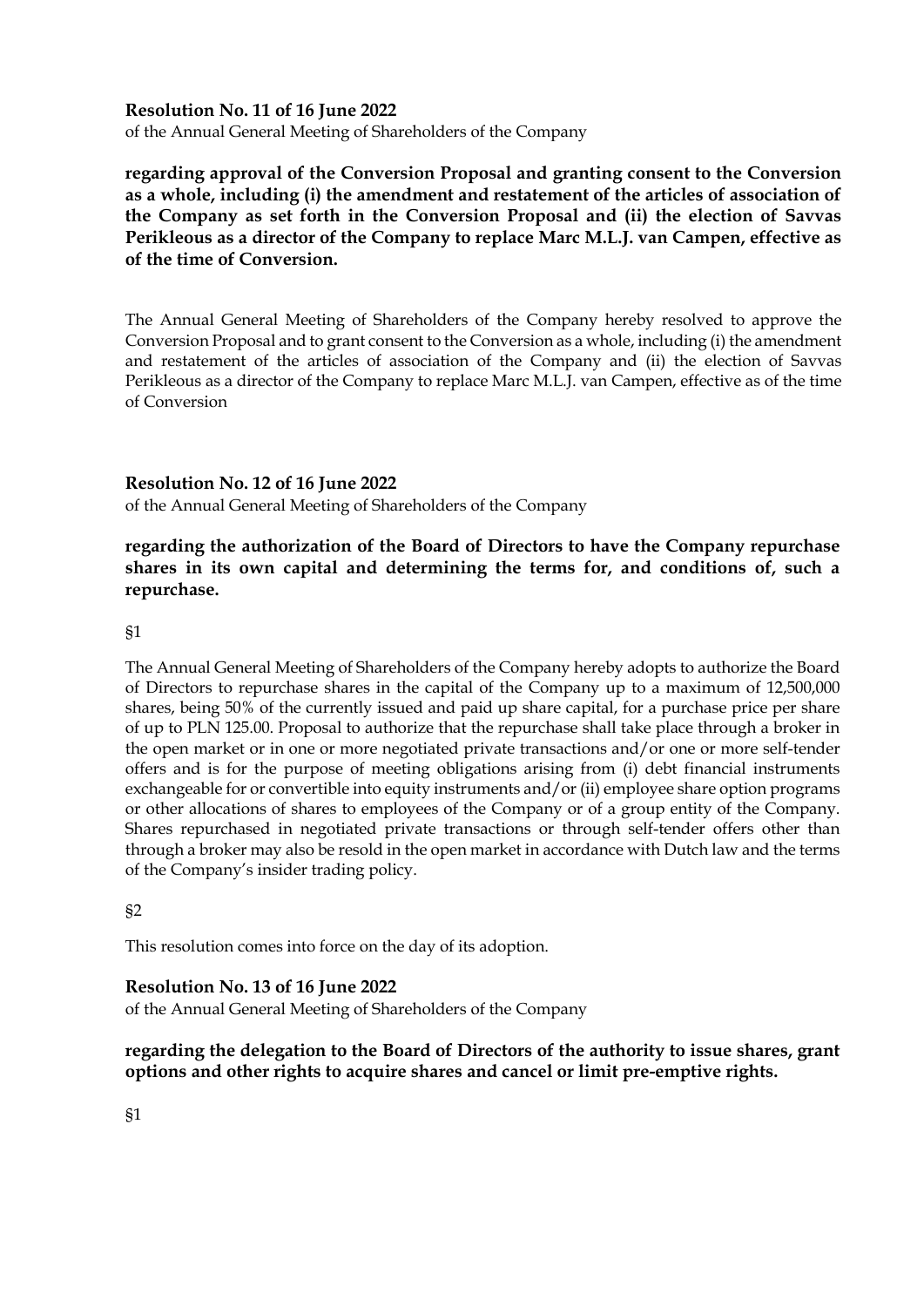**Resolution No. 11 of 16 June 2022**

of the Annual General Meeting of Shareholders of the Company

**regarding approval of the Conversion Proposal and granting consent to the Conversion as a whole, including (i) the amendment and restatement of the articles of association of the Company as set forth in the Conversion Proposal and (ii) the election of Savvas Perikleous as a director of the Company to replace Marc M.L.J. van Campen, effective as of the time of Conversion.**

The Annual General Meeting of Shareholders of the Company hereby resolved to approve the Conversion Proposal and to grant consent to the Conversion as a whole, including (i) the amendment and restatement of the articles of association of the Company and (ii) the election of Savvas Perikleous as a director of the Company to replace Marc M.L.J. van Campen, effective as of the time of Conversion

**Resolution No. 12 of 16 June 2022**

of the Annual General Meeting of Shareholders of the Company

**regarding the authorization of the Board of Directors to have the Company repurchase shares in its own capital and determining the terms for, and conditions of, such a repurchase.**

§1

The Annual General Meeting of Shareholders of the Company hereby adopts to authorize the Board of Directors to repurchase shares in the capital of the Company up to a maximum of 12,500,000 shares, being 50% of the currently issued and paid up share capital, for a purchase price per share of up to PLN 125.00. Proposal to authorize that the repurchase shall take place through a broker in the open market or in one or more negotiated private transactions and/or one or more self-tender offers and is for the purpose of meeting obligations arising from (i) debt financial instruments exchangeable for or convertible into equity instruments and/or (ii) employee share option programs or other allocations of shares to employees of the Company or of a group entity of the Company. Shares repurchased in negotiated private transactions or through self-tender offers other than through a broker may also be resold in the open market in accordance with Dutch law and the terms of the Company's insider trading policy.

§2

This resolution comes into force on the day of its adoption.

**Resolution No. 13 of 16 June 2022**

of the Annual General Meeting of Shareholders of the Company

**regarding the delegation to the Board of Directors of the authority to issue shares, grant options and other rights to acquire shares and cancel or limit pre-emptive rights.**

§1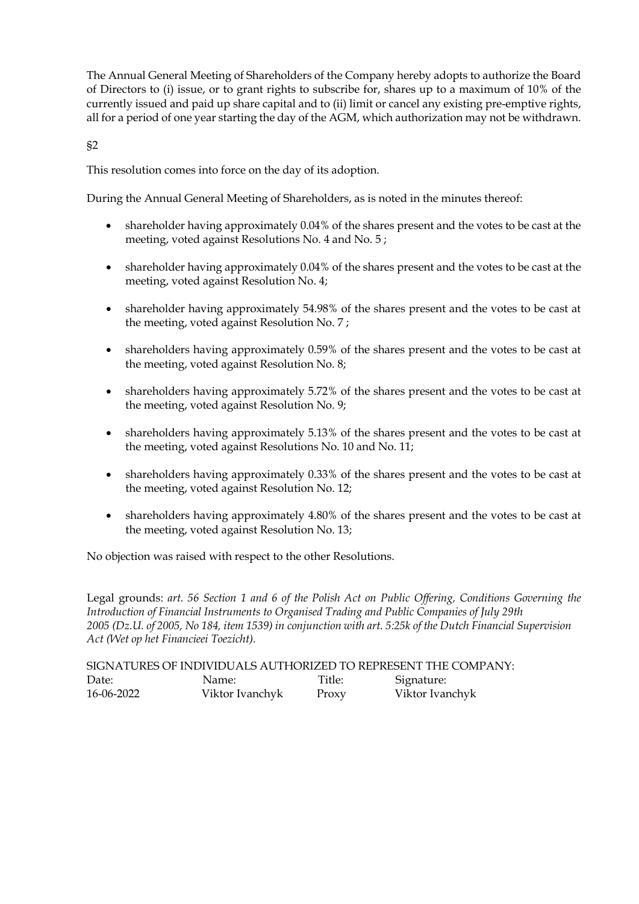The Annual General Meeting of Shareholders of the Company hereby adopts to authorize the Board of Directors to (i) issue, or to grant rights to subscribe for, shares up to a maximum of 10% of the currently issued and paid up share capital and to (ii) limit or cancel any existing pre-emptive rights, all for a period of one year starting the day of the AGM, which authorization may not be withdrawn.

§2

This resolution comes into force on the day of its adoption.

During the Annual General Meeting of Shareholders, as is noted in the minutes thereof:

- shareholder having approximately 0.04% of the shares present and the votes to be cast at the meeting, voted against Resolutions No. 4 and No. 5 ;
- shareholder having approximately 0.04% of the shares present and the votes to be cast at the meeting, voted against Resolution No. 4;
- shareholder having approximately 54.98% of the shares present and the votes to be cast at the meeting, voted against Resolution No. 7 ;
- shareholders having approximately 0.59% of the shares present and the votes to be cast at the meeting, voted against Resolution No. 8;
- shareholders having approximately 5.72% of the shares present and the votes to be cast at the meeting, voted against Resolution No. 9;
- shareholders having approximately 5.13% of the shares present and the votes to be cast at the meeting, voted against Resolutions No. 10 and No. 11;
- shareholders having approximately 0.33% of the shares present and the votes to be cast at the meeting, voted against Resolution No. 12;
- shareholders having approximately 4.80% of the shares present and the votes to be cast at the meeting, voted against Resolution No. 13;

No objection was raised with respect to the other Resolutions.

Legal grounds: *art. 56 Section 1 and 6 of the Polish Act on Public Offering, Conditions Governing the Introduction of Financial Instruments to Organised Trading and Public Companies of July 29th 2005 (Dz.U. of 2005, No 184, item 1539) in conjunction with art. 5:25k of the Dutch Financial Supervision Act (Wet op het Financieei Toezicht).*

SIGNATURES OF INDIVIDUALS AUTHORIZED TO REPRESENT THE COMPANY:

| Date: | Name: | Title: | Signature: |
| --- | --- | --- | --- |
| 16-06-2022 | Viktor Ivanchyk | Proxy | Viktor Ivanchyk |